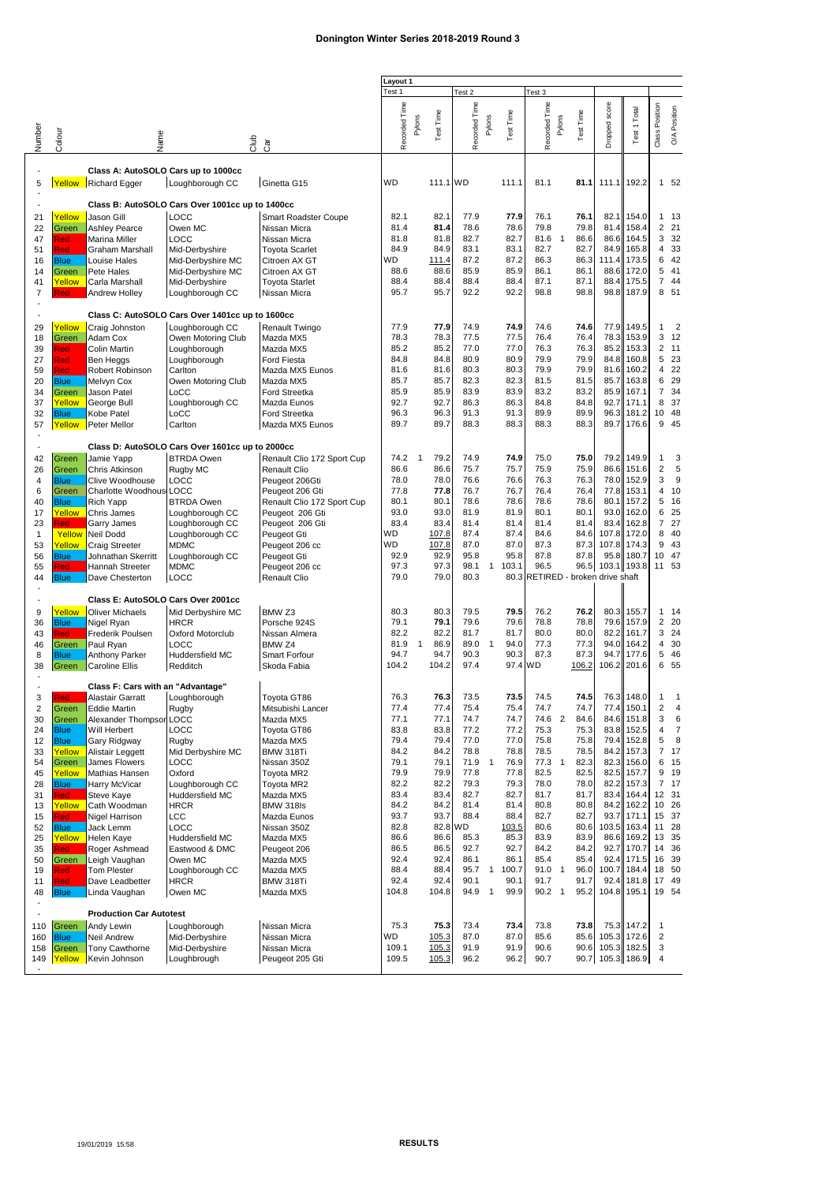# Donington Winter Series 2018-2019 Round 3

| Number | Colour | Name | Club | Car | Layout 1 Test 1 Recorded Time | Pylons | Test Time | Test 2 Recorded Time | Pylons | Test Time | Test 3 Recorded Time | Pylons | Test Time | Dropped score | Test 1 Total | Class Position | O/A Position |
|---|---|---|---|---|---|---|---|---|---|---|---|---|---|---|---|---|---|
| - | | **Class A: AutoSOLO Cars up to 1000cc** | | | | | | | | | | | | | | | |
| 5 | Yellow | Richard Egger | Loughborough CC | Ginetta G15 | WD | | 111.1 | WD | | 111.1 | 81.1 | | 81.1 | 111.1 | 192.2 | 1 | 52 |
| - | | **Class B: AutoSOLO Cars Over 1001cc up to 1400cc** | | | | | | | | | | | | | | | |
| 21 | Yellow | Jason Gill | LOCC | Smart Roadster Coupe | 82.1 | | 82.1 | 77.9 | | 77.9 | 76.1 | | 76.1 | 82.1 | 154.0 | 1 | 13 |
| 22 | Green | Ashley Pearce | Owen MC | Nissan Micra | 81.4 | | 81.4 | 78.6 | | 78.6 | 79.8 | | 79.8 | 81.4 | 158.4 | 2 | 21 |
| 47 | Red | Marina Miller | LOCC | Nissan Micra | 81.8 | | 81.8 | 82.7 | | 82.7 | 81.6 | 1 | 86.6 | 86.6 | 164.5 | 3 | 32 |
| 51 | Red | Graham Marshall | Mid-Derbyshire | Toyota Scarlet | 84.9 | | 84.9 | 83.1 | | 83.1 | 82.7 | | 82.7 | 84.9 | 165.8 | 4 | 33 |
| 16 | Blue | Louise Hales | Mid-Derbyshire MC | Citroen AX GT | WD | | 111.4 | 87.2 | | 87.2 | 86.3 | | 86.3 | 111.4 | 173.5 | 6 | 42 |
| 14 | Green | Pete Hales | Mid-Derbyshire MC | Citroen AX GT | 88.6 | | 88.6 | 85.9 | | 85.9 | 86.1 | | 86.1 | 88.6 | 172.0 | 5 | 41 |
| 41 | Yellow | Carla Marshall | Mid-Derbyshire | Toyota Starlet | 88.4 | | 88.4 | 88.4 | | 88.4 | 87.1 | | 87.1 | 88.4 | 175.5 | 7 | 44 |
| 7 | Red | Andrew Holley | Loughborough CC | Nissan Micra | 95.7 | | 95.7 | 92.2 | | 92.2 | 98.8 | | 98.8 | 98.8 | 187.9 | 8 | 51 |
| - | | **Class C: AutoSOLO Cars Over 1401cc up to 1600cc** | | | | | | | | | | | | | | | |
| 29 | Yellow | Craig Johnston | Loughborough CC | Renault Twingo | 77.9 | | 77.9 | 74.9 | | 74.9 | 74.6 | | 74.6 | 77.9 | 149.5 | 1 | 2 |
| 18 | Green | Adam Cox | Owen Motoring Club | Mazda MX5 | 78.3 | | 78.3 | 77.5 | | 77.5 | 76.4 | | 76.4 | 78.3 | 153.9 | 3 | 12 |
| 39 | Red | Colin Martin | Loughborough | Mazda MX5 | 85.2 | | 85.2 | 77.0 | | 77.0 | 76.3 | | 76.3 | 85.2 | 153.3 | 2 | 11 |
| 27 | Red | Ben Heggs | Loughborough | Ford Fiesta | 84.8 | | 84.8 | 80.9 | | 80.9 | 79.9 | | 79.9 | 84.8 | 160.8 | 5 | 23 |
| 59 | Red | Robert Robinson | Carlton | Mazda MX5 Eunos | 81.6 | | 81.6 | 80.3 | | 80.3 | 79.9 | | 79.9 | 81.6 | 160.2 | 4 | 22 |
| 20 | Blue | Melvyn Cox | Owen Motoring Club | Mazda MX5 | 85.7 | | 85.7 | 82.3 | | 82.3 | 81.5 | | 81.5 | 85.7 | 163.8 | 6 | 29 |
| 34 | Green | Jason Patel | LoCC | Ford Streetka | 85.9 | | 85.9 | 83.9 | | 83.9 | 83.2 | | 83.2 | 85.9 | 167.1 | 7 | 34 |
| 37 | Yellow | George Bull | Loughborough CC | Mazda Eunos | 92.7 | | 92.7 | 86.3 | | 86.3 | 84.8 | | 84.8 | 92.7 | 171.1 | 8 | 37 |
| 32 | Blue | Kobe Patel | LoCC | Ford Streetka | 96.3 | | 96.3 | 91.3 | | 91.3 | 89.9 | | 89.9 | 96.3 | 181.2 | 10 | 48 |
| 57 | Yellow | Peter Mellor | Carlton | Mazda MX5 Eunos | 89.7 | | 89.7 | 88.3 | | 88.3 | 88.3 | | 88.3 | 89.7 | 176.6 | 9 | 45 |
| - | | **Class D: AutoSOLO Cars Over 1601cc up to 2000cc** | | | | | | | | | | | | | | | |
| 42 | Green | Jamie Yapp | BTRDA Owen | Renault Clio 172 Sport Cup | 74.2 | 1 | 79.2 | 74.9 | | 74.9 | 75.0 | | 75.0 | 79.2 | 149.9 | 1 | 3 |
| 26 | Green | Chris Atkinson | Rugby MC | Renault Clio | 86.6 | | 86.6 | 75.7 | | 75.7 | 75.9 | | 75.9 | 86.6 | 151.6 | 2 | 5 |
| 4 | Blue | Clive Woodhouse | LOCC | Peugeot 206Gti | 78.0 | | 78.0 | 76.6 | | 76.6 | 76.3 | | 76.3 | 78.0 | 152.9 | 3 | 9 |
| 6 | Green | Charlotte Woodhouse | LOCC | Peugeot 206 Gti | 77.8 | | 77.8 | 76.7 | | 76.7 | 76.4 | | 76.4 | 77.8 | 153.1 | 4 | 10 |
| 40 | Blue | Rich Yapp | BTRDA Owen | Renault Clio 172 Sport Cup | 80.1 | | 80.1 | 78.6 | | 78.6 | 78.6 | | 78.6 | 80.1 | 157.2 | 5 | 16 |
| 17 | Yellow | Chris James | Loughborough CC | Peugeot 206 Gti | 93.0 | | 93.0 | 81.9 | | 81.9 | 80.1 | | 80.1 | 93.0 | 162.0 | 6 | 25 |
| 23 | Red | Garry James | Loughborough CC | Peugeot 206 Gti | 83.4 | | 83.4 | 81.4 | | 81.4 | 81.4 | | 81.4 | 83.4 | 162.8 | 7 | 27 |
| 1 | Yellow | Neil Dodd | Loughborough CC | Peugeot Gti | WD | | 107.8 | 87.4 | | 87.4 | 84.6 | | 84.6 | 107.8 | 172.0 | 8 | 40 |
| 53 | Yellow | Craig Streeter | MDMC | Peugeot 206 cc | WD | | 107.8 | 87.0 | | 87.0 | 87.3 | | 87.3 | 107.8 | 174.3 | 9 | 43 |
| 56 | Blue | Johnathan Skerritt | Loughborough CC | Peugeot Gti | 92.9 | | 92.9 | 95.8 | | 95.8 | 87.8 | | 87.8 | 95.8 | 180.7 | 10 | 47 |
| 55 | Red | Hannah Streeter | MDMC | Peugeot 206 cc | 97.3 | | 97.3 | 98.1 | 1 | 103.1 | 96.5 | | 96.5 | 103.1 | 193.8 | 11 | 53 |
| 44 | Blue | Dave Chesterton | LOCC | Renault Clio | 79.0 | | 79.0 | 80.3 | | 80.3 | RETIRED - broken drive shaft | | | | | | |
| - | | **Class E: AutoSOLO Cars Over 2001cc** | | | | | | | | | | | | | | | |
| 9 | Yellow | Oliver Michaels | Mid Derbyshire MC | BMW Z3 | 80.3 | | 80.3 | 79.5 | | 79.5 | 76.2 | | 76.2 | 80.3 | 155.7 | 1 | 14 |
| 36 | Blue | Nigel Ryan | HRCR | Porsche 924S | 79.1 | | 79.1 | 79.6 | | 79.6 | 78.8 | | 78.8 | 79.6 | 157.9 | 2 | 20 |
| 43 | Red | Frederik Poulsen | Oxford Motorclub | Nissan Almera | 82.2 | | 82.2 | 81.7 | | 81.7 | 80.0 | | 80.0 | 82.2 | 161.7 | 3 | 24 |
| 46 | Green | Paul Ryan | LOCC | BMW Z4 | 81.9 | 1 | 86.9 | 89.0 | 1 | 94.0 | 77.3 | | 77.3 | 94.0 | 164.2 | 4 | 30 |
| 8 | Blue | Anthony Parker | Huddersfield MC | Smart Forfour | 94.7 | | 94.7 | 90.3 | | 90.3 | 87.3 | | 87.3 | 94.7 | 177.6 | 5 | 46 |
| 38 | Green | Caroline Ellis | Redditch | Skoda Fabia | 104.2 | | 104.2 | 97.4 | | 97.4 | WD | | 106.2 | 106.2 | 201.6 | 6 | 55 |
| - | | **Class F: Cars with an "Advantage"** | | | | | | | | | | | | | | | |
| 3 | Red | Alastair Garratt | Loughborough | Toyota GT86 | 76.3 | | 76.3 | 73.5 | | 73.5 | 74.5 | | 74.5 | 76.3 | 148.0 | 1 | 1 |
| 2 | Green | Eddie Martin | Rugby | Mitsubishi Lancer | 77.4 | | 77.4 | 75.4 | | 75.4 | 74.7 | | 74.7 | 77.4 | 150.1 | 2 | 4 |
| 30 | Green | Alexander Thompson | LOCC | Mazda MX5 | 77.1 | | 77.1 | 74.7 | | 74.7 | 74.6 | 2 | 84.6 | 84.6 | 151.8 | 3 | 6 |
| 24 | Blue | Will Herbert | LOCC | Toyota GT86 | 83.8 | | 83.8 | 77.2 | | 77.2 | 75.3 | | 75.3 | 83.8 | 152.5 | 4 | 7 |
| 12 | Blue | Gary Ridgway | Rugby | Mazda MX5 | 79.4 | | 79.4 | 77.0 | | 77.0 | 75.8 | | 75.8 | 79.4 | 152.8 | 5 | 8 |
| 33 | Yellow | Alistair Leggett | Mid Derbyshire MC | BMW 318Ti | 84.2 | | 84.2 | 78.8 | | 78.8 | 78.5 | | 78.5 | 84.2 | 157.3 | 7 | 17 |
| 54 | Green | James Flowers | LOCC | Nissan 350Z | 79.1 | | 79.1 | 71.9 | 1 | 76.9 | 77.3 | 1 | 82.3 | 82.3 | 156.0 | 6 | 15 |
| 45 | Yellow | Mathias Hansen | Oxford | Toyota MR2 | 79.9 | | 79.9 | 77.8 | | 77.8 | 82.5 | | 82.5 | 82.5 | 157.7 | 9 | 19 |
| 28 | Blue | Harry McVicar | Loughborough CC | Toyota MR2 | 82.2 | | 82.2 | 79.3 | | 79.3 | 78.0 | | 78.0 | 82.2 | 157.3 | 7 | 17 |
| 31 | Red | Steve Kaye | Huddersfield MC | Mazda MX5 | 83.4 | | 83.4 | 82.7 | | 82.7 | 81.7 | | 81.7 | 83.4 | 164.4 | 12 | 31 |
| 13 | Yellow | Cath Woodman | HRCR | BMW 318Is | 84.2 | | 84.2 | 81.4 | | 81.4 | 80.8 | | 80.8 | 84.2 | 162.2 | 10 | 26 |
| 15 | Red | Nigel Harrison | LCC | Mazda Eunos | 93.7 | | 93.7 | 88.4 | | 88.4 | 82.7 | | 82.7 | 93.7 | 171.1 | 15 | 37 |
| 52 | Blue | Jack Lemm | LOCC | Nissan 350Z | 82.8 | | 82.8 | WD | | 103.5 | 80.6 | | 80.6 | 103.5 | 163.4 | 11 | 28 |
| 25 | Yellow | Helen Kaye | Huddersfield MC | Mazda MX5 | 86.6 | | 86.6 | 85.3 | | 85.3 | 83.9 | | 83.9 | 86.6 | 169.2 | 13 | 35 |
| 35 | Red | Roger Ashmead | Eastwood & DMC | Peugeot 206 | 86.5 | | 86.5 | 92.7 | | 92.7 | 84.2 | | 84.2 | 92.7 | 170.7 | 14 | 36 |
| 50 | Green | Leigh Vaughan | Owen MC | Mazda MX5 | 92.4 | | 92.4 | 86.1 | | 86.1 | 85.4 | | 85.4 | 92.4 | 171.5 | 16 | 39 |
| 19 | Red | Tom Plester | Loughborough CC | Mazda MX5 | 88.4 | | 88.4 | 95.7 | 1 | 100.7 | 91.0 | 1 | 96.0 | 100.7 | 184.4 | 18 | 50 |
| 11 | Red | Dave Leadbetter | HRCR | BMW 318Ti | 92.4 | | 92.4 | 90.1 | | 90.1 | 91.7 | | 91.7 | 92.4 | 181.8 | 17 | 49 |
| 48 | Blue | Linda Vaughan | Owen MC | Mazda MX5 | 104.8 | | 104.8 | 94.9 | 1 | 99.9 | 90.2 | 1 | 95.2 | 104.8 | 195.1 | 19 | 54 |
| - | | **Production Car Autotest** | | | | | | | | | | | | | | | |
| 110 | Green | Andy Lewin | Loughborough | Nissan Micra | 75.3 | | 75.3 | 73.4 | | 73.4 | 73.8 | | 73.8 | 75.3 | 147.2 | 1 | |
| 160 | Blue | Neil Andrew | Mid-Derbyshire | Nissan Micra | WD | | 105.3 | 87.0 | | 87.0 | 85.6 | | 85.6 | 105.3 | 172.6 | 2 | |
| 158 | Green | Tony Cawthorne | Mid-Derbyshire | Nissan Micra | 109.1 | | 105.3 | 91.9 | | 91.9 | 90.6 | | 90.6 | 105.3 | 182.5 | 3 | |
| 149 | Yellow | Kevin Johnson | Loughbrough | Peugeot 205 Gti | 109.5 | | 105.3 | 96.2 | | 96.2 | 90.7 | | 90.7 | 105.3 | 186.9 | 4 | |

19/01/2019 15:58

**RESULTS**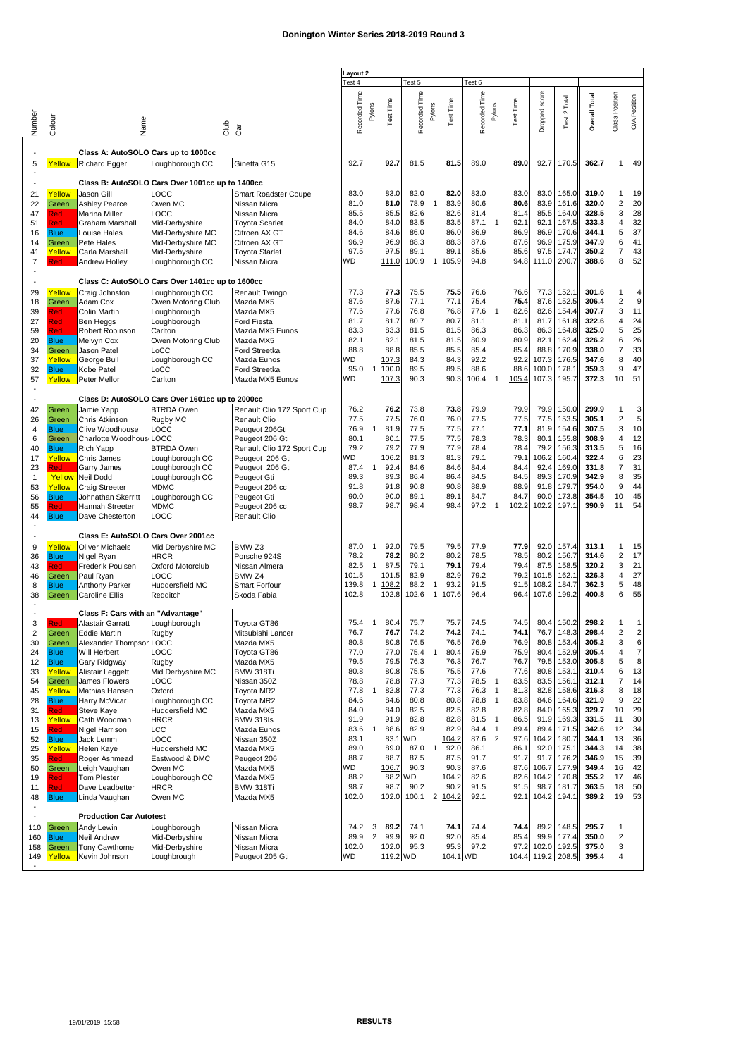# Donington Winter Series 2018-2019 Round 3

| Number | Colour | Name | Club | Car | Layout 2 Test 4 Recorded Time | Test 4 Pylons | Test 4 Test Time | Test 5 Recorded Time | Test 5 Pylons | Test 5 Test Time | Test 6 Recorded Time | Test 6 Pylons | Test 6 Test Time | Dropped score | Test 2 Total | Overall Total | Class Position | O/A Position |
|---|---|---|---|---|---|---|---|---|---|---|---|---|---|---|---|---|---|---|
| - | | **Class A: AutoSOLO Cars up to 1000cc** | | | | | | | | | | | | | | | | |
| 5 | Yellow | Richard Egger | Loughborough CC | Ginetta G15 | 92.7 | | **92.7** | 81.5 | | **81.5** | 89.0 | | **89.0** | 92.7 | 170.5 | **362.7** | 1 | 49 |
| - | | | | | | | | | | | | | | | | | | |
| - | | **Class B: AutoSOLO Cars Over 1001cc up to 1400cc** | | | | | | | | | | | | | | | | |
| 21 | Yellow | Jason Gill | LOCC | Smart Roadster Coupe | 83.0 | | 83.0 | 82.0 | | **82.0** | 83.0 | | 83.0 | 83.0 | 165.0 | **319.0** | 1 | 19 |
| 22 | Green | Ashley Pearce | Owen MC | Nissan Micra | 81.0 | | **81.0** | 78.9 | 1 | 83.9 | 80.6 | | **80.6** | 83.9 | 161.6 | **320.0** | 2 | 20 |
| 47 | Red | Marina Miller | LOCC | Nissan Micra | 85.5 | | 85.5 | 82.6 | | 82.6 | 81.4 | | 81.4 | 85.5 | 164.0 | **328.5** | 3 | 28 |
| 51 | Red | Graham Marshall | Mid-Derbyshire | Toyota Scarlet | 84.0 | | 84.0 | 83.5 | | 83.5 | 87.1 | 1 | 92.1 | 92.1 | 167.5 | **333.3** | 4 | 32 |
| 16 | Blue | Louise Hales | Mid-Derbyshire MC | Citroen AX GT | 84.6 | | 84.6 | 86.0 | | 86.0 | 86.9 | | 86.9 | 86.9 | 170.6 | **344.1** | 5 | 37 |
| 14 | Green | Pete Hales | Mid-Derbyshire MC | Citroen AX GT | 96.9 | | 96.9 | 88.3 | | 88.3 | 87.6 | | 87.6 | 96.9 | 175.9 | **347.9** | 6 | 41 |
| 41 | Yellow | Carla Marshall | Mid-Derbyshire | Toyota Starlet | 97.5 | | 97.5 | 89.1 | | 89.1 | 85.6 | | 85.6 | 97.5 | 174.7 | **350.2** | 7 | 43 |
| 7 | Red | Andrew Holley | Loughborough CC | Nissan Micra | WD | | 111.0 | 100.9 | 1 | 105.9 | 94.8 | | 94.8 | 111.0 | 200.7 | **388.6** | 8 | 52 |
| - | | | | | | | | | | | | | | | | | | |
| - | | **Class C: AutoSOLO Cars Over 1401cc up to 1600cc** | | | | | | | | | | | | | | | | |
| 29 | Yellow | Craig Johnston | Loughborough CC | Renault Twingo | 77.3 | | **77.3** | 75.5 | | **75.5** | 76.6 | | 76.6 | 77.3 | 152.1 | **301.6** | 1 | 4 |
| 18 | Green | Adam Cox | Owen Motoring Club | Mazda MX5 | 87.6 | | 87.6 | 77.1 | | 77.1 | 75.4 | | **75.4** | 87.6 | 152.5 | **306.4** | 2 | 9 |
| 39 | Red | Colin Martin | Loughborough | Mazda MX5 | 77.6 | | 77.6 | 76.8 | | 76.8 | 77.6 | 1 | 82.6 | 82.6 | 154.4 | **307.7** | 3 | 11 |
| 27 | Red | Ben Heggs | Loughborough | Ford Fiesta | 81.7 | | 81.7 | 80.7 | | 80.7 | 81.1 | | 81.1 | 81.7 | 161.8 | **322.6** | 4 | 24 |
| 59 | Red | Robert Robinson | Carlton | Mazda MX5 Eunos | 83.3 | | 83.3 | 81.5 | | 81.5 | 86.3 | | 86.3 | 86.3 | 164.8 | **325.0** | 5 | 25 |
| 20 | Blue | Melvyn Cox | Owen Motoring Club | Mazda MX5 | 82.1 | | 82.1 | 81.5 | | 81.5 | 80.9 | | 80.9 | 82.1 | 162.4 | **326.2** | 6 | 26 |
| 34 | Green | Jason Patel | LoCC | Ford Streetka | 88.8 | | 88.8 | 85.5 | | 85.5 | 85.4 | | 85.4 | 88.8 | 170.9 | **338.0** | 7 | 33 |
| 37 | Yellow | George Bull | Loughborough CC | Mazda Eunos | WD | | 107.3 | 84.3 | | 84.3 | 92.2 | | 92.2 | 107.3 | 176.5 | **347.6** | 8 | 40 |
| 32 | Blue | Kobe Patel | LoCC | Ford Streetka | 95.0 | 1 | 100.0 | 89.5 | | 89.5 | 88.6 | | 88.6 | 100.0 | 178.1 | **359.3** | 9 | 47 |
| 57 | Yellow | Peter Mellor | Carlton | Mazda MX5 Eunos | WD | | 107.3 | 90.3 | | 90.3 | 106.4 | 1 | 105.4 | 107.3 | 195.7 | **372.3** | 10 | 51 |
| - | | | | | | | | | | | | | | | | | | |
| - | | **Class D: AutoSOLO Cars Over 1601cc up to 2000cc** | | | | | | | | | | | | | | | | |
| 42 | Green | Jamie Yapp | BTRDA Owen | Renault Clio 172 Sport Cup | 76.2 | | **76.2** | 73.8 | | **73.8** | 79.9 | | 79.9 | 79.9 | 150.0 | **299.9** | 1 | 3 |
| 26 | Green | Chris Atkinson | Rugby MC | Renault Clio | 77.5 | | 77.5 | 76.0 | | 76.0 | 77.5 | | 77.5 | 77.5 | 153.5 | **305.1** | 2 | 5 |
| 4 | Blue | Clive Woodhouse | LOCC | Peugeot 206Gti | 76.9 | 1 | 81.9 | 77.5 | | 77.5 | 77.1 | | **77.1** | 81.9 | 154.6 | **307.5** | 3 | 10 |
| 6 | Green | Charlotte Woodhouse | LOCC | Peugeot 206 Gti | 80.1 | | 80.1 | 77.5 | | 77.5 | 78.3 | | 78.3 | 80.1 | 155.8 | **308.9** | 4 | 12 |
| 40 | Blue | Rich Yapp | BTRDA Owen | Renault Clio 172 Sport Cup | 79.2 | | 79.2 | 77.9 | | 77.9 | 78.4 | | 78.4 | 79.2 | 156.3 | **313.5** | 5 | 16 |
| 17 | Yellow | Chris James | Loughborough CC | Peugeot 206 Gti | WD | | 106.2 | 81.3 | | 81.3 | 79.1 | | 79.1 | 106.2 | 160.4 | **322.4** | 6 | 23 |
| 23 | Red | Garry James | Loughborough CC | Peugeot 206 Gti | 87.4 | 1 | 92.4 | 84.6 | | 84.6 | 84.4 | | 84.4 | 92.4 | 169.0 | **331.8** | 7 | 31 |
| 1 | Yellow | Neil Dodd | Loughborough CC | Peugeot Gti | 89.3 | | 89.3 | 86.4 | | 86.4 | 84.5 | | 84.5 | 89.3 | 170.9 | **342.9** | 8 | 35 |
| 53 | Yellow | Craig Streeter | MDMC | Peugeot 206 cc | 91.8 | | 91.8 | 90.8 | | 90.8 | 88.9 | | 88.9 | 91.8 | 179.7 | **354.0** | 9 | 44 |
| 56 | Blue | Johnathan Skerritt | Loughborough CC | Peugeot Gti | 90.0 | | 90.0 | 89.1 | | 89.1 | 84.7 | | 84.7 | 90.0 | 173.8 | **354.5** | 10 | 45 |
| 55 | Red | Hannah Streeter | MDMC | Peugeot 206 cc | 98.7 | | 98.7 | 98.4 | | 98.4 | 97.2 | 1 | 102.2 | 102.2 | 197.1 | **390.9** | 11 | 54 |
| 44 | Blue | Dave Chesterton | LOCC | Renault Clio | | | | | | | | | | | | | | |
| - | | | | | | | | | | | | | | | | | | |
| - | | **Class E: AutoSOLO Cars Over 2001cc** | | | | | | | | | | | | | | | | |
| 9 | Yellow | Oliver Michaels | Mid Derbyshire MC | BMW Z3 | 87.0 | 1 | 92.0 | 79.5 | | 79.5 | 77.9 | | **77.9** | 92.0 | 157.4 | **313.1** | 1 | 15 |
| 36 | Blue | Nigel Ryan | HRCR | Porsche 924S | 78.2 | | **78.2** | 80.2 | | 80.2 | 78.5 | | 78.5 | 80.2 | 156.7 | **314.6** | 2 | 17 |
| 43 | Red | Frederik Poulsen | Oxford Motorclub | Nissan Almera | 82.5 | 1 | 87.5 | 79.1 | | **79.1** | 79.4 | | 79.4 | 87.5 | 158.5 | **320.2** | 3 | 21 |
| 46 | Green | Paul Ryan | LOCC | BMW Z4 | 101.5 | | 101.5 | 82.9 | | 82.9 | 79.2 | | 79.2 | 101.5 | 162.1 | **326.3** | 4 | 27 |
| 8 | Blue | Anthony Parker | Huddersfield MC | Smart Forfour | 139.8 | 1 | 108.2 | 88.2 | 1 | 93.2 | 91.5 | | 91.5 | 108.2 | 184.7 | **362.3** | 5 | 48 |
| 38 | Green | Caroline Ellis | Redditch | Skoda Fabia | 102.8 | | 102.8 | 102.6 | 1 | 107.6 | 96.4 | | 96.4 | 107.6 | 199.2 | **400.8** | 6 | 55 |
| - | | | | | | | | | | | | | | | | | | |
| - | | **Class F: Cars with an "Advantage"** | | | | | | | | | | | | | | | | |
| 3 | Red | Alastair Garratt | Loughborough | Toyota GT86 | 75.4 | 1 | 80.4 | 75.7 | | 75.7 | 74.5 | | 74.5 | 80.4 | 150.2 | **298.2** | 1 | 1 |
| 2 | Green | Eddie Martin | Rugby | Mitsubishi Lancer | 76.7 | | 76.7 | 74.2 | | **74.2** | 74.1 | | **74.1** | 76.7 | 148.3 | **298.4** | 2 | 2 |
| 30 | Green | Alexander Thompson | LOCC | Mazda MX5 | 80.8 | | 80.8 | 76.5 | | 76.5 | 76.9 | | 76.9 | 80.8 | 153.4 | **305.2** | 3 | 6 |
| 24 | Blue | Will Herbert | LOCC | Toyota GT86 | 77.0 | | 77.0 | 75.4 | 1 | 80.4 | 75.9 | | 75.9 | 80.4 | 152.9 | **305.4** | 4 | 7 |
| 12 | Blue | Gary Ridgway | Rugby | Mazda MX5 | 79.5 | | 79.5 | 76.3 | | 76.3 | 76.7 | | 76.7 | 79.5 | 153.0 | **305.8** | 5 | 8 |
| 33 | Yellow | Alistair Leggett | Mid Derbyshire MC | BMW 318Ti | 80.8 | | 80.8 | 75.5 | | 75.5 | 77.6 | | 77.6 | 80.8 | 153.1 | **310.4** | 6 | 13 |
| 54 | Green | James Flowers | LOCC | Nissan 350Z | 78.8 | | 78.8 | 77.3 | | 77.3 | 78.5 | 1 | 83.5 | 83.5 | 156.1 | **312.1** | 7 | 14 |
| 45 | Yellow | Mathias Hansen | Oxford | Toyota MR2 | 77.8 | 1 | 82.8 | 77.3 | | 77.3 | 76.3 | 1 | 81.3 | 82.8 | 158.6 | **316.3** | 8 | 18 |
| 28 | Blue | Harry McVicar | Loughborough CC | Toyota MR2 | 84.6 | | 84.6 | 80.8 | | 80.8 | 78.8 | 1 | 83.8 | 84.6 | 164.6 | **321.9** | 9 | 22 |
| 31 | Red | Steve Kaye | Huddersfield MC | Mazda MX5 | 84.0 | | 84.0 | 82.5 | | 82.5 | 82.8 | | 82.8 | 84.0 | 165.3 | **329.7** | 10 | 29 |
| 13 | Yellow | Cath Woodman | HRCR | BMW 318Is | 91.9 | | 91.9 | 82.8 | | 82.8 | 81.5 | 1 | 86.5 | 91.9 | 169.3 | **331.5** | 11 | 30 |
| 15 | Red | Nigel Harrison | LCC | Mazda Eunos | 83.6 | 1 | 88.6 | 82.9 | | 82.9 | 84.4 | 1 | 89.4 | 89.4 | 171.5 | **342.6** | 12 | 34 |
| 52 | Blue | Jack Lemm | LOCC | Nissan 350Z | 83.1 | | 83.1 | WD | | 104.2 | 87.6 | 2 | 97.6 | 104.2 | 180.7 | **344.1** | 13 | 36 |
| 25 | Yellow | Helen Kaye | Huddersfield MC | Mazda MX5 | 89.0 | | 89.0 | 87.0 | 1 | 92.0 | 86.1 | | 86.1 | 92.0 | 175.1 | **344.3** | 14 | 38 |
| 35 | Red | Roger Ashmead | Eastwood & DMC | Peugeot 206 | 88.7 | | 88.7 | 87.5 | | 87.5 | 91.7 | | 91.7 | 91.7 | 176.2 | **346.9** | 15 | 39 |
| 50 | Green | Leigh Vaughan | Owen MC | Mazda MX5 | WD | | 106.7 | 90.3 | | 90.3 | 87.6 | | 87.6 | 106.7 | 177.9 | **349.4** | 16 | 42 |
| 19 | Red | Tom Plester | Loughborough CC | Mazda MX5 | 88.2 | | 88.2 | WD | | 104.2 | 82.6 | | 82.6 | 104.2 | 170.8 | **355.2** | 17 | 46 |
| 11 | Red | Dave Leadbetter | HRCR | BMW 318Ti | 98.7 | | 98.7 | 90.2 | | 90.2 | 91.5 | | 91.5 | 98.7 | 181.7 | **363.5** | 18 | 50 |
| 48 | Blue | Linda Vaughan | Owen MC | Mazda MX5 | 102.0 | | 102.0 | 100.1 | 2 | 104.2 | 92.1 | | 92.1 | 104.2 | 194.1 | **389.2** | 19 | 53 |
| - | | | | | | | | | | | | | | | | | | |
| - | | **Production Car Autotest** | | | | | | | | | | | | | | | | |
| 110 | Green | Andy Lewin | Loughborough | Nissan Micra | 74.2 | 3 | **89.2** | 74.1 | | **74.1** | 74.4 | | **74.4** | 89.2 | 148.5 | **295.7** | 1 | |
| 160 | Blue | Neil Andrew | Mid-Derbyshire | Nissan Micra | 89.9 | 2 | 99.9 | 92.0 | | 92.0 | 85.4 | | 85.4 | 99.9 | 177.4 | **350.0** | 2 | |
| 158 | Green | Tony Cawthorne | Mid-Derbyshire | Nissan Micra | 102.0 | | 102.0 | 95.3 | | 95.3 | 97.2 | | 97.2 | 102.0 | 192.5 | **375.0** | 3 | |
| 149 | Yellow | Kevin Johnson | Loughbrough | Peugeot 205 Gti | WD | | 119.2 | WD | | 104.1 | WD | | 104.4 | 119.2 | 208.5 | **395.4** | 4 | |
| - | | | | | | | | | | | | | | | | | | |

19/01/2019 15:58

**RESULTS**